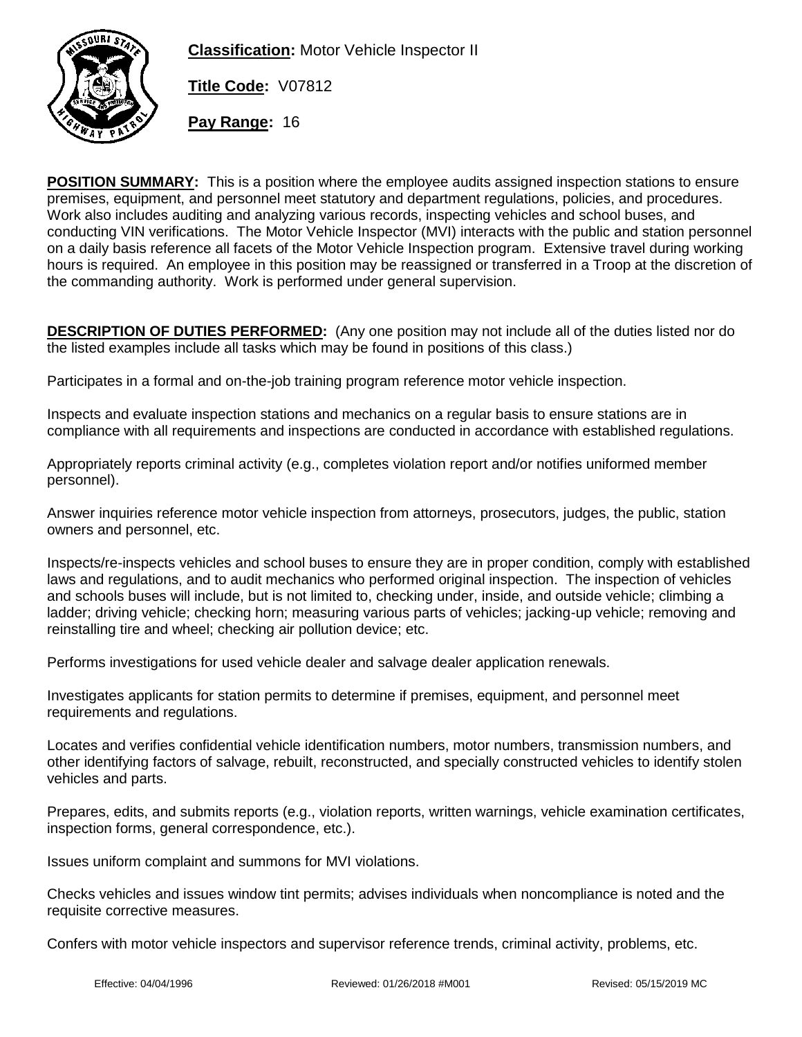**Classification:** Motor Vehicle Inspector II

**Title Code:** V07812

**Pay Range:** 16

**POSITION SUMMARY:** This is a position where the employee audits assigned inspection stations to ensure premises, equipment, and personnel meet statutory and department regulations, policies, and procedures. Work also includes auditing and analyzing various records, inspecting vehicles and school buses, and conducting VIN verifications. The Motor Vehicle Inspector (MVI) interacts with the public and station personnel on a daily basis reference all facets of the Motor Vehicle Inspection program. Extensive travel during working hours is required. An employee in this position may be reassigned or transferred in a Troop at the discretion of the commanding authority. Work is performed under general supervision.

**DESCRIPTION OF DUTIES PERFORMED:** (Any one position may not include all of the duties listed nor do the listed examples include all tasks which may be found in positions of this class.)

Participates in a formal and on-the-job training program reference motor vehicle inspection.

Inspects and evaluate inspection stations and mechanics on a regular basis to ensure stations are in compliance with all requirements and inspections are conducted in accordance with established regulations.

Appropriately reports criminal activity (e.g., completes violation report and/or notifies uniformed member personnel).

Answer inquiries reference motor vehicle inspection from attorneys, prosecutors, judges, the public, station owners and personnel, etc.

Inspects/re-inspects vehicles and school buses to ensure they are in proper condition, comply with established laws and regulations, and to audit mechanics who performed original inspection. The inspection of vehicles and schools buses will include, but is not limited to, checking under, inside, and outside vehicle; climbing a ladder; driving vehicle; checking horn; measuring various parts of vehicles; jacking-up vehicle; removing and reinstalling tire and wheel; checking air pollution device; etc.

Performs investigations for used vehicle dealer and salvage dealer application renewals.

Investigates applicants for station permits to determine if premises, equipment, and personnel meet requirements and regulations.

Locates and verifies confidential vehicle identification numbers, motor numbers, transmission numbers, and other identifying factors of salvage, rebuilt, reconstructed, and specially constructed vehicles to identify stolen vehicles and parts.

Prepares, edits, and submits reports (e.g., violation reports, written warnings, vehicle examination certificates, inspection forms, general correspondence, etc.).

Issues uniform complaint and summons for MVI violations.

Checks vehicles and issues window tint permits; advises individuals when noncompliance is noted and the requisite corrective measures.

Confers with motor vehicle inspectors and supervisor reference trends, criminal activity, problems, etc.

Effective: 04/04/1996 Reviewed: 01/26/2018 #M001 Revised: 05/15/2019 MC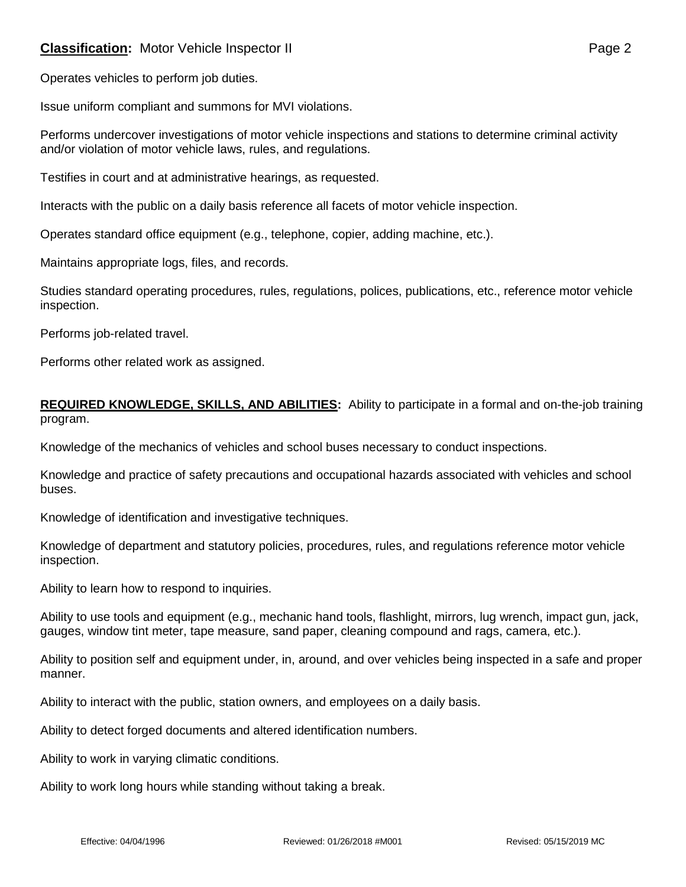Operates vehicles to perform job duties.

Issue uniform compliant and summons for MVI violations.

Performs undercover investigations of motor vehicle inspections and stations to determine criminal activity and/or violation of motor vehicle laws, rules, and regulations.

Testifies in court and at administrative hearings, as requested.

Interacts with the public on a daily basis reference all facets of motor vehicle inspection.

Operates standard office equipment (e.g., telephone, copier, adding machine, etc.).

Maintains appropriate logs, files, and records.

Studies standard operating procedures, rules, regulations, polices, publications, etc., reference motor vehicle inspection.

Performs job-related travel.

Performs other related work as assigned.

**REQUIRED KNOWLEDGE, SKILLS, AND ABILITIES:** Ability to participate in a formal and on-the-job training program.

Knowledge of the mechanics of vehicles and school buses necessary to conduct inspections.

Knowledge and practice of safety precautions and occupational hazards associated with vehicles and school buses.

Knowledge of identification and investigative techniques.

Knowledge of department and statutory policies, procedures, rules, and regulations reference motor vehicle inspection.

Ability to learn how to respond to inquiries.

Ability to use tools and equipment (e.g., mechanic hand tools, flashlight, mirrors, lug wrench, impact gun, jack, gauges, window tint meter, tape measure, sand paper, cleaning compound and rags, camera, etc.).

Ability to position self and equipment under, in, around, and over vehicles being inspected in a safe and proper manner.

Ability to interact with the public, station owners, and employees on a daily basis.

Ability to detect forged documents and altered identification numbers.

Ability to work in varying climatic conditions.

Ability to work long hours while standing without taking a break.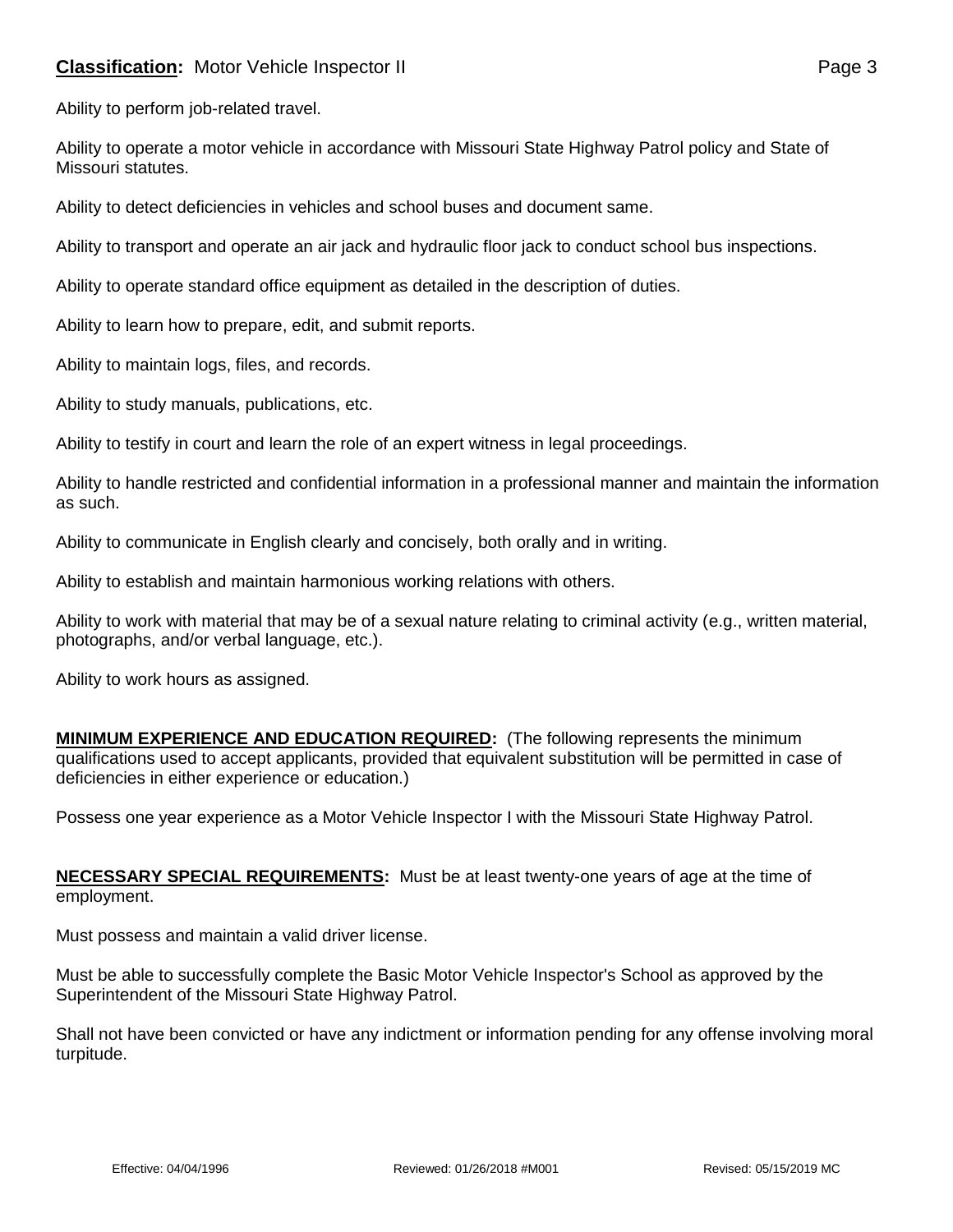Ability to perform job-related travel.

Ability to operate a motor vehicle in accordance with Missouri State Highway Patrol policy and State of Missouri statutes.

Ability to detect deficiencies in vehicles and school buses and document same.

Ability to transport and operate an air jack and hydraulic floor jack to conduct school bus inspections.

Ability to operate standard office equipment as detailed in the description of duties.

Ability to learn how to prepare, edit, and submit reports.

Ability to maintain logs, files, and records.

Ability to study manuals, publications, etc.

Ability to testify in court and learn the role of an expert witness in legal proceedings.

Ability to handle restricted and confidential information in a professional manner and maintain the information as such.

Ability to communicate in English clearly and concisely, both orally and in writing.

Ability to establish and maintain harmonious working relations with others.

Ability to work with material that may be of a sexual nature relating to criminal activity (e.g., written material, photographs, and/or verbal language, etc.).

Ability to work hours as assigned.

**MINIMUM EXPERIENCE AND EDUCATION REQUIRED:** (The following represents the minimum qualifications used to accept applicants, provided that equivalent substitution will be permitted in case of deficiencies in either experience or education.)

Possess one year experience as a Motor Vehicle Inspector I with the Missouri State Highway Patrol.

**NECESSARY SPECIAL REQUIREMENTS:** Must be at least twenty-one years of age at the time of employment.

Must possess and maintain a valid driver license.

Must be able to successfully complete the Basic Motor Vehicle Inspector's School as approved by the Superintendent of the Missouri State Highway Patrol.

Shall not have been convicted or have any indictment or information pending for any offense involving moral turpitude.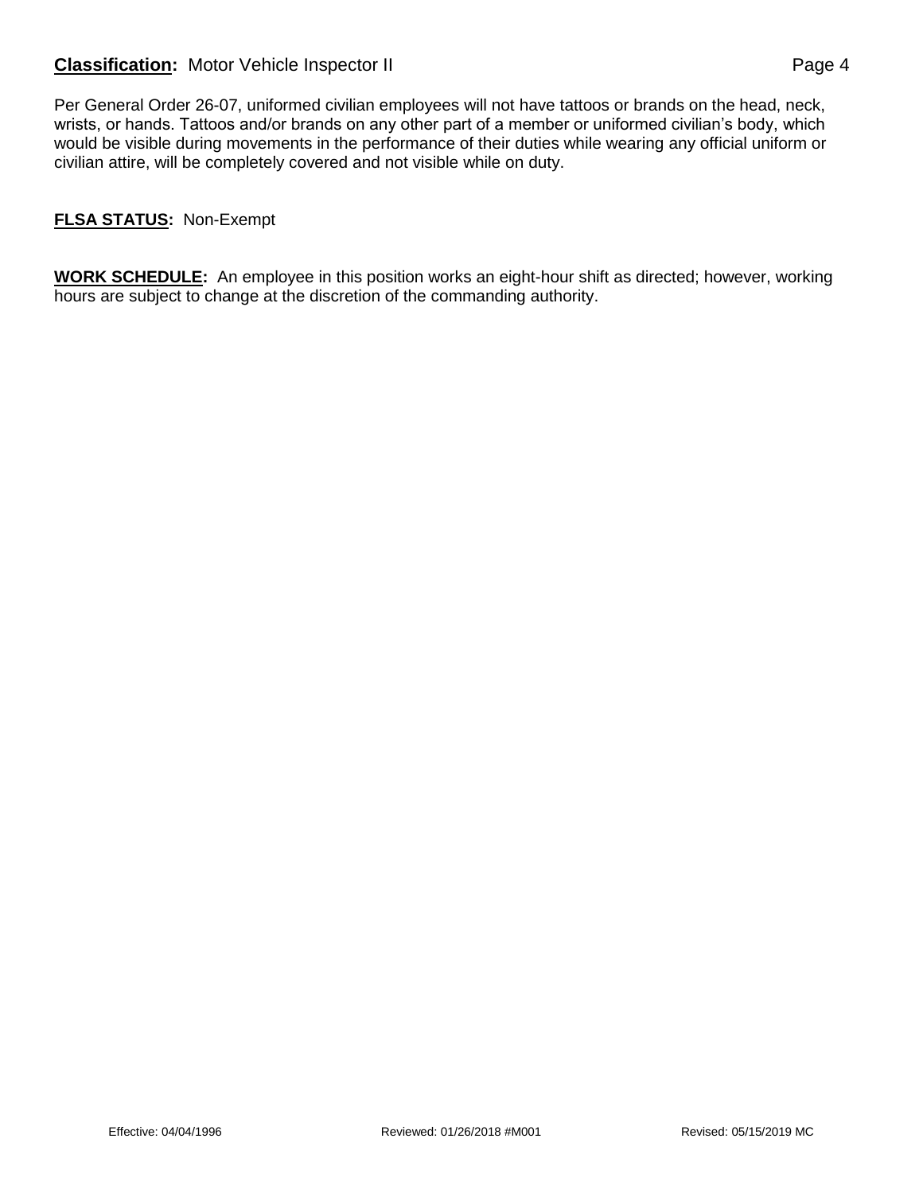Per General Order 26-07, uniformed civilian employees will not have tattoos or brands on the head, neck, wrists, or hands. Tattoos and/or brands on any other part of a member or uniformed civilian's body, which would be visible during movements in the performance of their duties while wearing any official uniform or civilian attire, will be completely covered and not visible while on duty.

**FLSA STATUS:** Non-Exempt

**WORK SCHEDULE:** An employee in this position works an eight-hour shift as directed; however, working hours are subject to change at the discretion of the commanding authority.